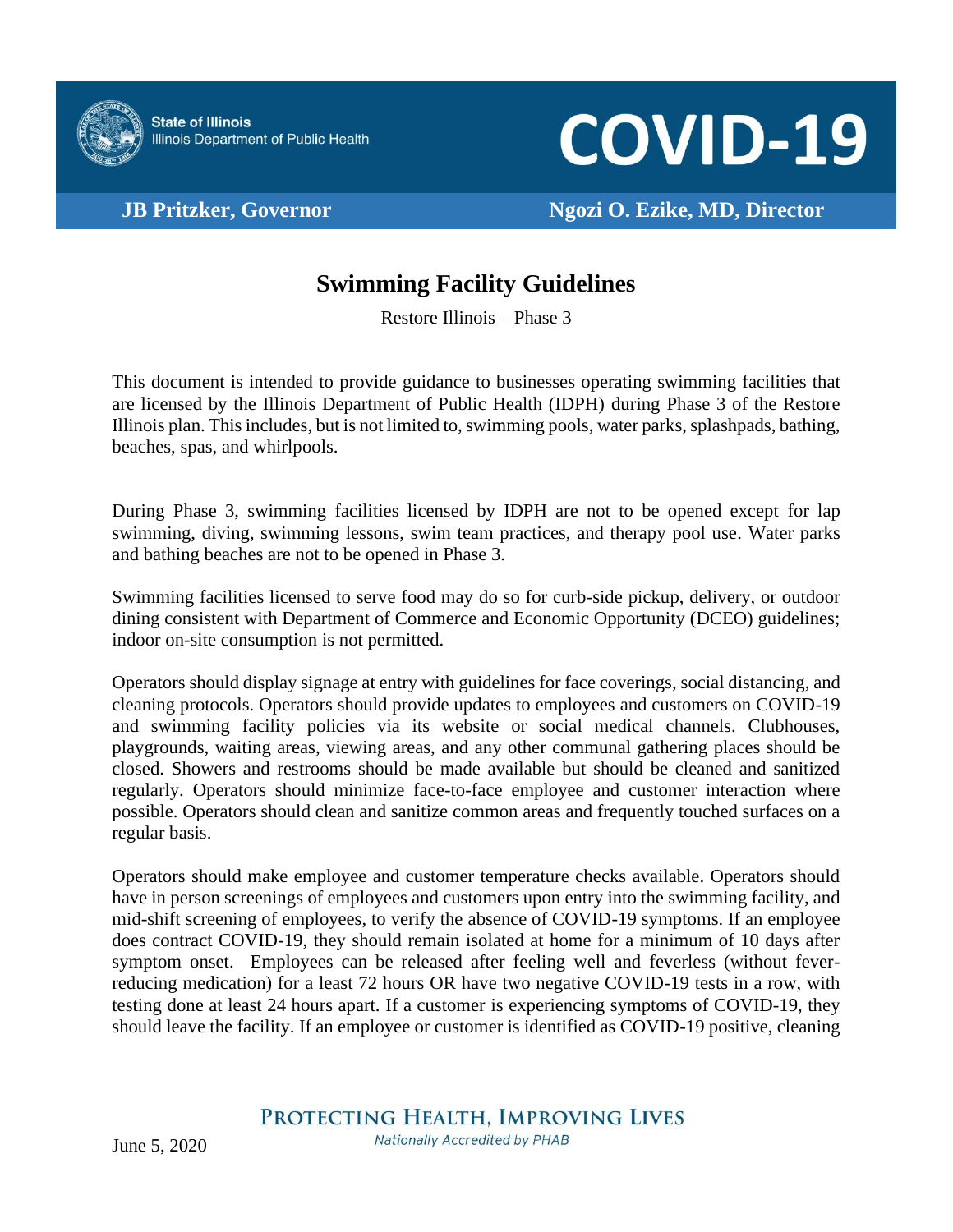State of Illinois
Illinois Department of Public Health

# COVID-19

**JB Pritzker, Governor** **Ngozi O. Ezike, MD, Director**

## Swimming Facility Guidelines

Restore Illinois – Phase 3

This document is intended to provide guidance to businesses operating swimming facilities that are licensed by the Illinois Department of Public Health (IDPH) during Phase 3 of the Restore Illinois plan. This includes, but is not limited to, swimming pools, water parks, splashpads, bathing, beaches, spas, and whirlpools.

During Phase 3, swimming facilities licensed by IDPH are not to be opened except for lap swimming, diving, swimming lessons, swim team practices, and therapy pool use. Water parks and bathing beaches are not to be opened in Phase 3.

Swimming facilities licensed to serve food may do so for curb-side pickup, delivery, or outdoor dining consistent with Department of Commerce and Economic Opportunity (DCEO) guidelines; indoor on-site consumption is not permitted.

Operators should display signage at entry with guidelines for face coverings, social distancing, and cleaning protocols. Operators should provide updates to employees and customers on COVID-19 and swimming facility policies via its website or social medical channels. Clubhouses, playgrounds, waiting areas, viewing areas, and any other communal gathering places should be closed. Showers and restrooms should be made available but should be cleaned and sanitized regularly. Operators should minimize face-to-face employee and customer interaction where possible. Operators should clean and sanitize common areas and frequently touched surfaces on a regular basis.

Operators should make employee and customer temperature checks available. Operators should have in person screenings of employees and customers upon entry into the swimming facility, and mid-shift screening of employees, to verify the absence of COVID-19 symptoms. If an employee does contract COVID-19, they should remain isolated at home for a minimum of 10 days after symptom onset. Employees can be released after feeling well and feverless (without fever-reducing medication) for a least 72 hours OR have two negative COVID-19 tests in a row, with testing done at least 24 hours apart. If a customer is experiencing symptoms of COVID-19, they should leave the facility. If an employee or customer is identified as COVID-19 positive, cleaning

PROTECTING HEALTH, IMPROVING LIVES
*Nationally Accredited by PHAB*

June 5, 2020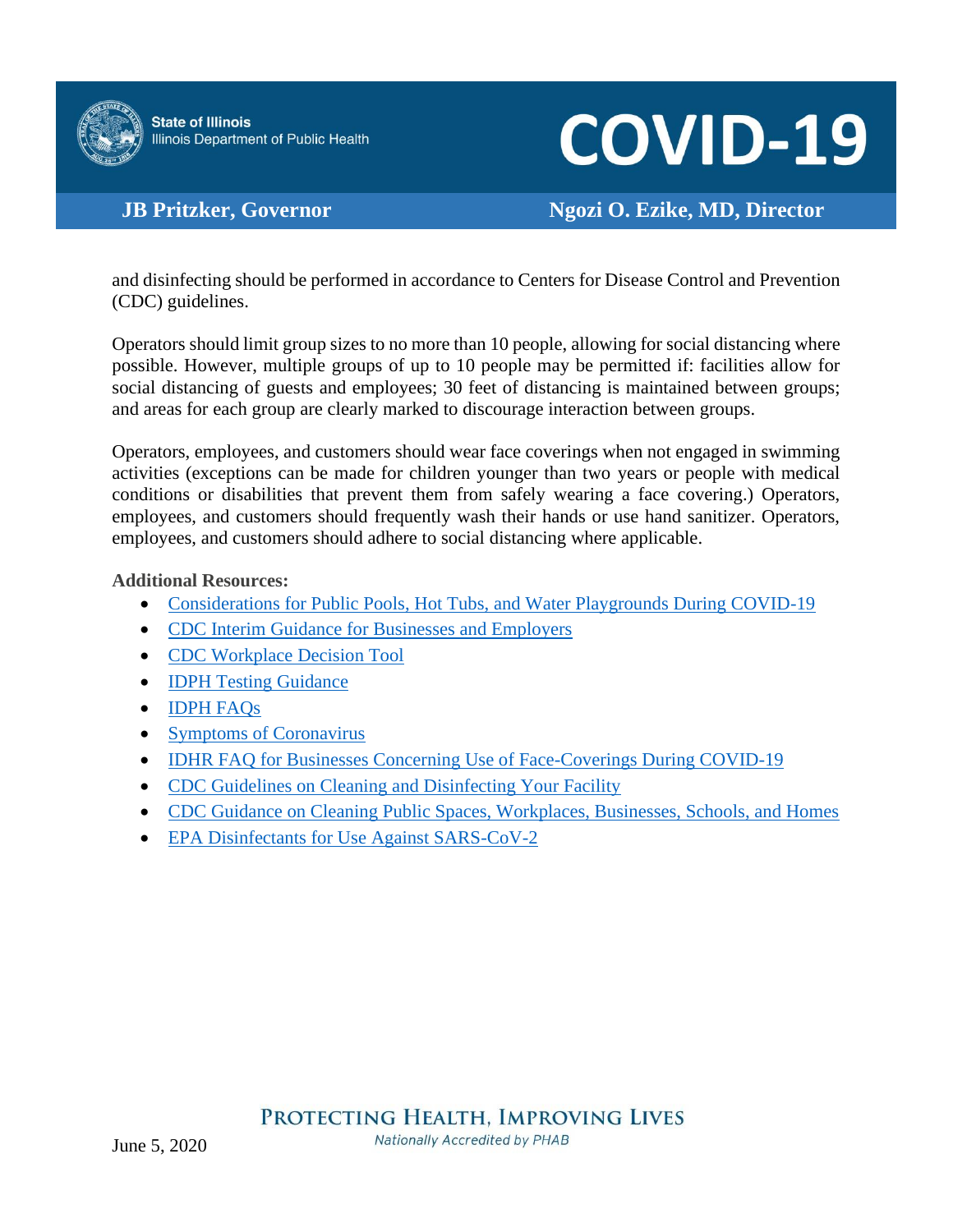and disinfecting should be performed in accordance to Centers for Disease Control and Prevention (CDC) guidelines.

Operators should limit group sizes to no more than 10 people, allowing for social distancing where possible. However, multiple groups of up to 10 people may be permitted if: facilities allow for social distancing of guests and employees; 30 feet of distancing is maintained between groups; and areas for each group are clearly marked to discourage interaction between groups.

Operators, employees, and customers should wear face coverings when not engaged in swimming activities (exceptions can be made for children younger than two years or people with medical conditions or disabilities that prevent them from safely wearing a face covering.) Operators, employees, and customers should frequently wash their hands or use hand sanitizer. Operators, employees, and customers should adhere to social distancing where applicable.

**Additional Resources:**

- Considerations for Public Pools, Hot Tubs, and Water Playgrounds During COVID-19
- CDC Interim Guidance for Businesses and Employers
- CDC Workplace Decision Tool
- IDPH Testing Guidance
- IDPH FAQs
- Symptoms of Coronavirus
- IDHR FAQ for Businesses Concerning Use of Face-Coverings During COVID-19
- CDC Guidelines on Cleaning and Disinfecting Your Facility
- CDC Guidance on Cleaning Public Spaces, Workplaces, Businesses, Schools, and Homes
- EPA Disinfectants for Use Against SARS-CoV-2

June 5, 2020